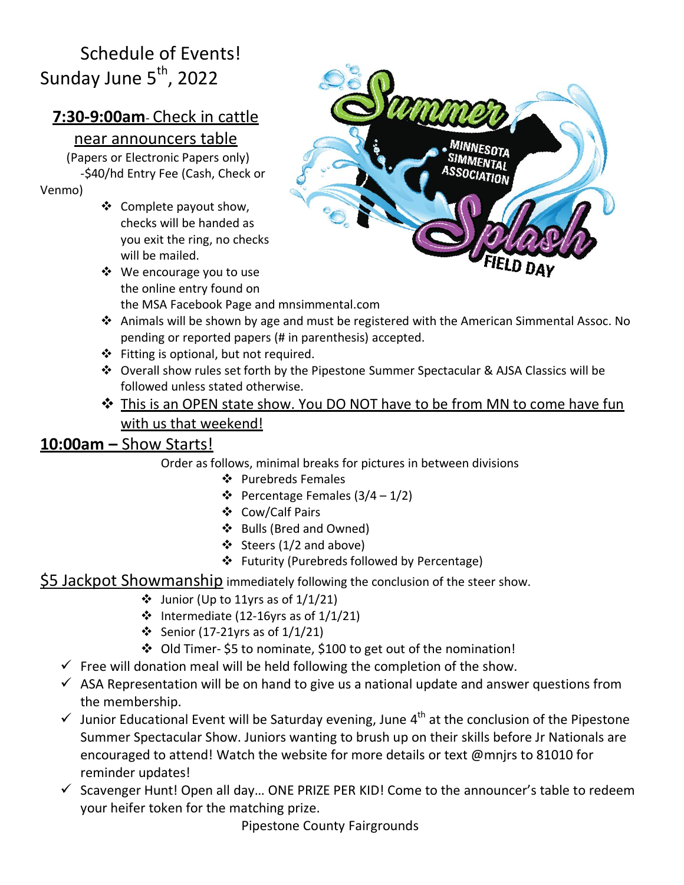# Schedule of Events!

## Sunday June 5th, 2022

### **7:30-9:00am**- Check in cattle near announcers table

(Papers or Electronic Papers only)

-$40/hd Entry Fee (Cash, Check or Venmo)

- Complete payout show, checks will be handed as you exit the ring, no checks will be mailed.
- We encourage you to use the online entry found on the MSA Facebook Page and mnsimmental.com
- Animals will be shown by age and must be registered with the American Simmental Assoc. No pending or reported papers (# in parenthesis) accepted.
- Fitting is optional, but not required.
- Overall show rules set forth by the Pipestone Summer Spectacular & AJSA Classics will be followed unless stated otherwise.
- This is an OPEN state show. You DO NOT have to be from MN to come have fun with us that weekend!

Summer Splash Field Day — Minnesota Simmental Association

### **10:00am –** Show Starts!

Order as follows, minimal breaks for pictures in between divisions

- Purebreds Females
- Percentage Females (3/4 – 1/2)
- Cow/Calf Pairs
- Bulls (Bred and Owned)
- Steers (1/2 and above)
- Futurity (Purebreds followed by Percentage)

$5 Jackpot Showmanship immediately following the conclusion of the steer show.

- Junior (Up to 11yrs as of 1/1/21)
- Intermediate (12-16yrs as of 1/1/21)
- Senior (17-21yrs as of 1/1/21)
- Old Timer- $5 to nominate, $100 to get out of the nomination!

- ✓ Free will donation meal will be held following the completion of the show.
- ✓ ASA Representation will be on hand to give us a national update and answer questions from the membership.
- ✓ Junior Educational Event will be Saturday evening, June 4th at the conclusion of the Pipestone Summer Spectacular Show. Juniors wanting to brush up on their skills before Jr Nationals are encouraged to attend! Watch the website for more details or text @mnjrs to 81010 for reminder updates!
- ✓ Scavenger Hunt! Open all day… ONE PRIZE PER KID! Come to the announcer's table to redeem your heifer token for the matching prize.

Pipestone County Fairgrounds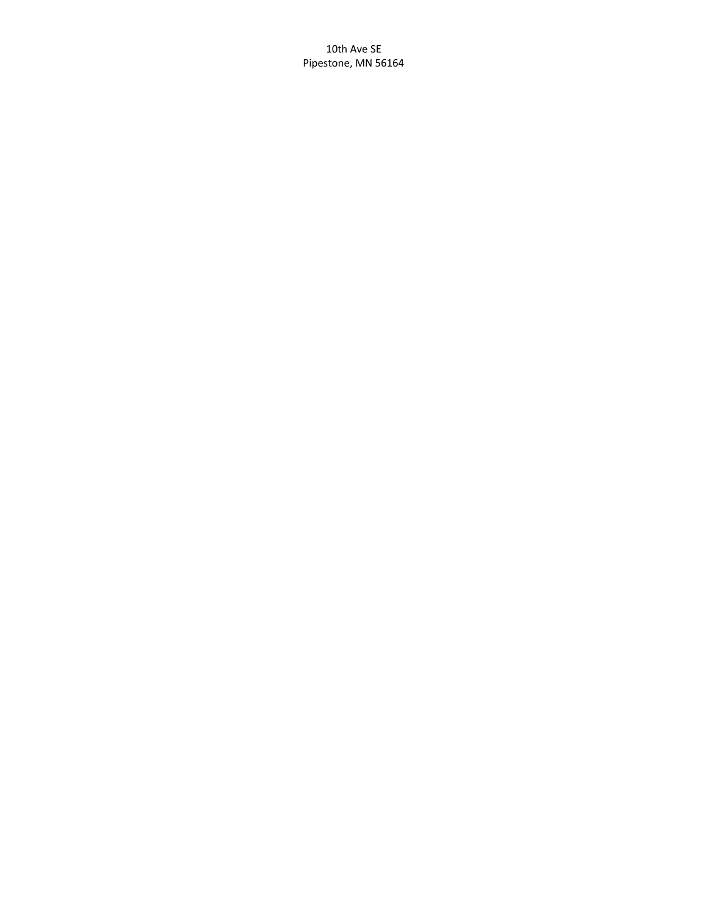10th Ave SE
Pipestone, MN 56164